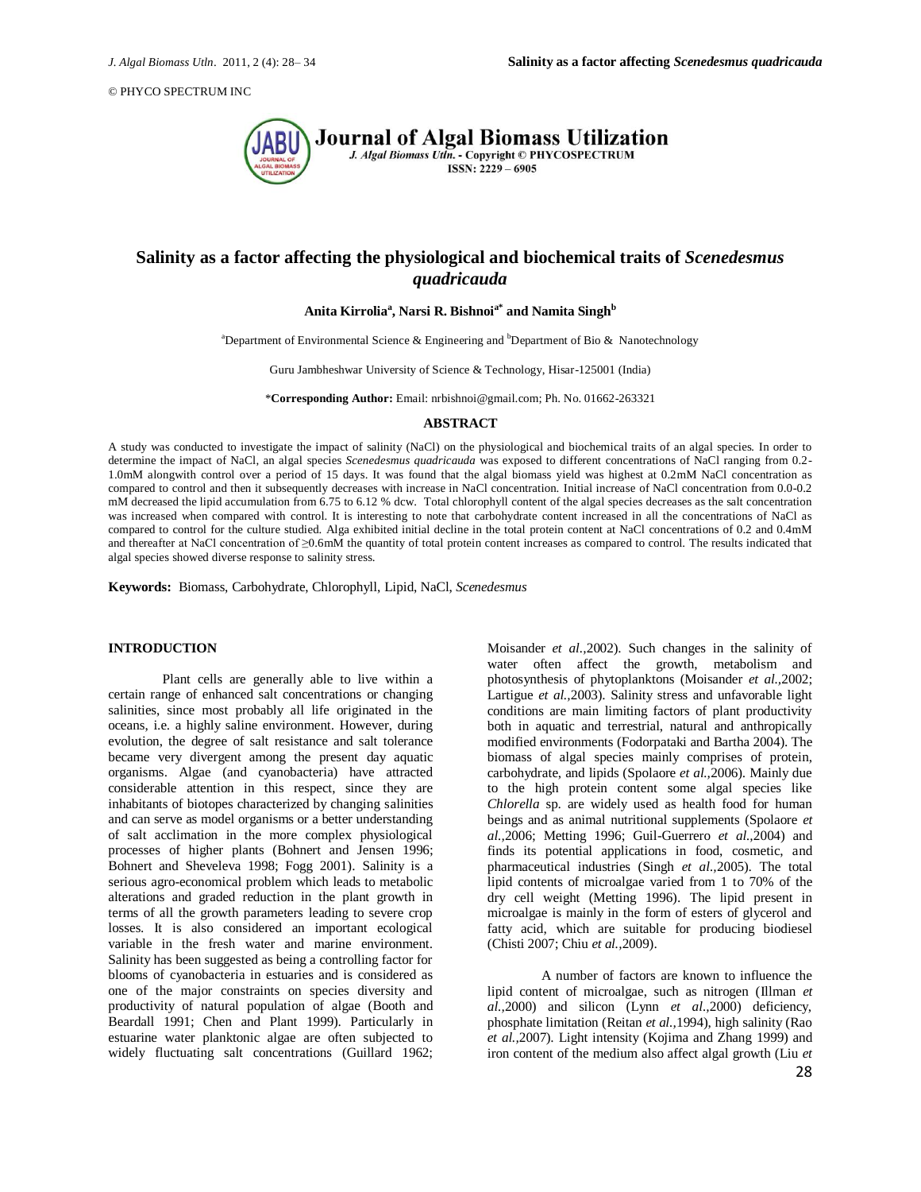# Salinity as a factor affecting the physiological and biochemical traits of *Scenedesmus quadricauda*

**Anita Kirrolia[a], Narsi R. Bishnoi[a*] and Namita Singh[b]**

[a]Department of Environmental Science & Engineering and [b]Department of Bio & Nanotechnology

Guru Jambheshwar University of Science & Technology, Hisar-125001 (India)

***Corresponding Author:** Email: nrbishnoi@gmail.com; Ph. No. 01662-263321

## ABSTRACT

A study was conducted to investigate the impact of salinity (NaCl) on the physiological and biochemical traits of an algal species. In order to determine the impact of NaCl, an algal species *Scenedesmus quadricauda* was exposed to different concentrations of NaCl ranging from 0.2-1.0mM alongwith control over a period of 15 days. It was found that the algal biomass yield was highest at 0.2mM NaCl concentration as compared to control and then it subsequently decreases with increase in NaCl concentration. Initial increase of NaCl concentration from 0.0-0.2 mM decreased the lipid accumulation from 6.75 to 6.12 % dcw. Total chlorophyll content of the algal species decreases as the salt concentration was increased when compared with control. It is interesting to note that carbohydrate content increased in all the concentrations of NaCl as compared to control for the culture studied. Alga exhibited initial decline in the total protein content at NaCl concentrations of 0.2 and 0.4mM and thereafter at NaCl concentration of ≥0.6mM the quantity of total protein content increases as compared to control. The results indicated that algal species showed diverse response to salinity stress.

**Keywords:** Biomass, Carbohydrate, Chlorophyll, Lipid, NaCl, *Scenedesmus*

## INTRODUCTION

Plant cells are generally able to live within a certain range of enhanced salt concentrations or changing salinities, since most probably all life originated in the oceans, i.e. a highly saline environment. However, during evolution, the degree of salt resistance and salt tolerance became very divergent among the present day aquatic organisms. Algae (and cyanobacteria) have attracted considerable attention in this respect, since they are inhabitants of biotopes characterized by changing salinities and can serve as model organisms or a better understanding of salt acclimation in the more complex physiological processes of higher plants (Bohnert and Jensen 1996; Bohnert and Sheveleva 1998; Fogg 2001). Salinity is a serious agro-economical problem which leads to metabolic alterations and graded reduction in the plant growth in terms of all the growth parameters leading to severe crop losses. It is also considered an important ecological variable in the fresh water and marine environment. Salinity has been suggested as being a controlling factor for blooms of cyanobacteria in estuaries and is considered as one of the major constraints on species diversity and productivity of natural population of algae (Booth and Beardall 1991; Chen and Plant 1999). Particularly in estuarine water planktonic algae are often subjected to widely fluctuating salt concentrations (Guillard 1962; Moisander *et al.,*2002). Such changes in the salinity of water often affect the growth, metabolism and photosynthesis of phytoplanktons (Moisander *et al.,*2002; Lartigue *et al.,*2003). Salinity stress and unfavorable light conditions are main limiting factors of plant productivity both in aquatic and terrestrial, natural and anthropically modified environments (Fodorpataki and Bartha 2004). The biomass of algal species mainly comprises of protein, carbohydrate, and lipids (Spolaore *et al.,*2006). Mainly due to the high protein content some algal species like *Chlorella* sp. are widely used as health food for human beings and as animal nutritional supplements (Spolaore *et al.,*2006; Metting 1996; Guil-Guerrero *et al.,*2004) and finds its potential applications in food, cosmetic, and pharmaceutical industries (Singh *et al.,*2005). The total lipid contents of microalgae varied from 1 to 70% of the dry cell weight (Metting 1996). The lipid present in microalgae is mainly in the form of esters of glycerol and fatty acid, which are suitable for producing biodiesel (Chisti 2007; Chiu *et al.,*2009).

A number of factors are known to influence the lipid content of microalgae, such as nitrogen (Illman *et al.,*2000) and silicon (Lynn *et al.,*2000) deficiency, phosphate limitation (Reitan *et al.,*1994), high salinity (Rao *et al.,*2007). Light intensity (Kojima and Zhang 1999) and iron content of the medium also affect algal growth (Liu *et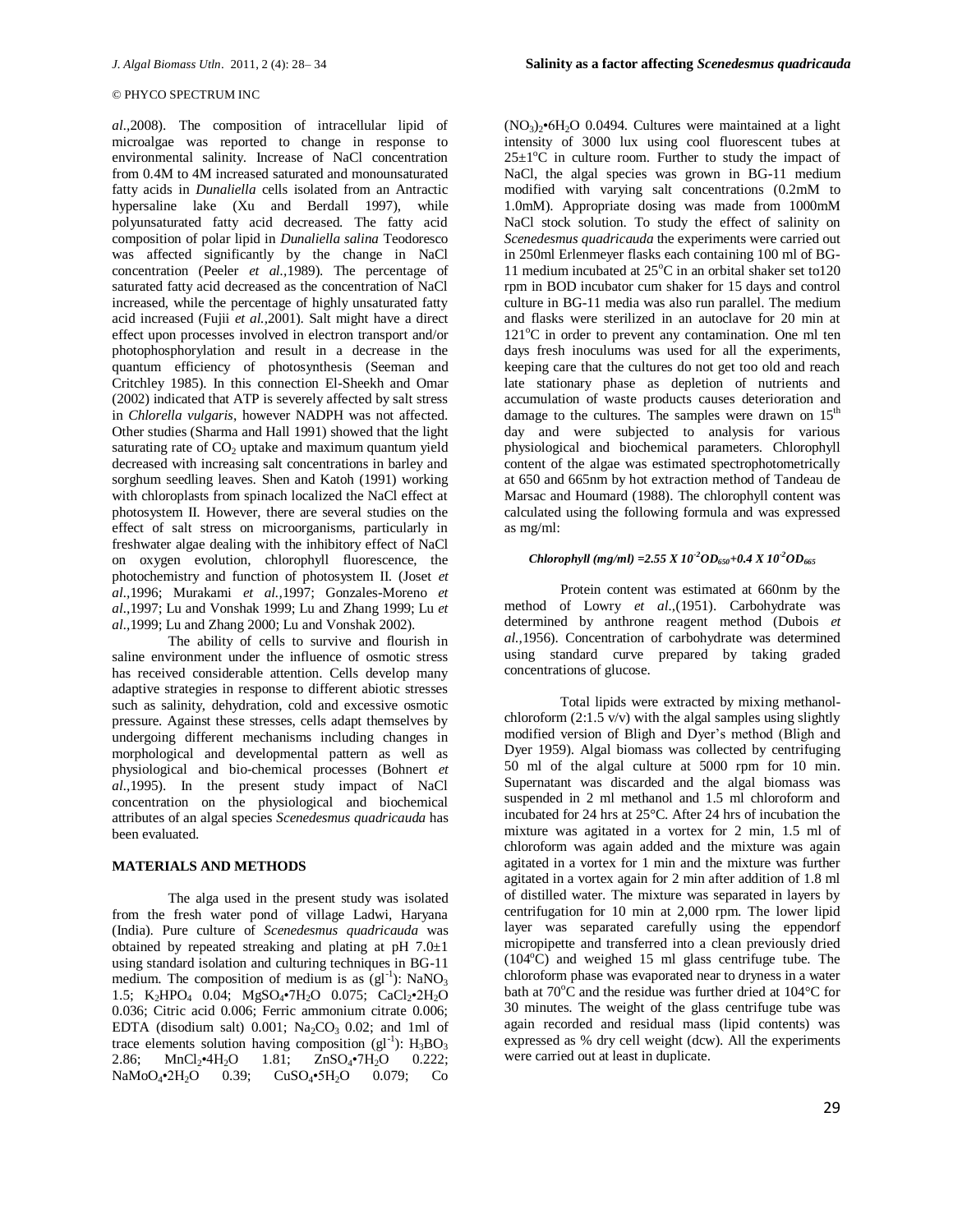*al*.,2008). The composition of intracellular lipid of microalgae was reported to change in response to environmental salinity. Increase of NaCl concentration from 0.4M to 4M increased saturated and monounsaturated fatty acids in *Dunaliella* cells isolated from an Antractic hypersaline lake (Xu and Berdall 1997), while polyunsaturated fatty acid decreased. The fatty acid composition of polar lipid in *Dunaliella salina* Teodoresco was affected significantly by the change in NaCl concentration (Peeler *et al*.,1989). The percentage of saturated fatty acid decreased as the concentration of NaCl increased, while the percentage of highly unsaturated fatty acid increased (Fujii *et al*.,2001). Salt might have a direct effect upon processes involved in electron transport and/or photophosphorylation and result in a decrease in the quantum efficiency of photosynthesis (Seeman and Critchley 1985). In this connection El-Sheekh and Omar (2002) indicated that ATP is severely affected by salt stress in *Chlorella vulgaris*, however NADPH was not affected. Other studies (Sharma and Hall 1991) showed that the light saturating rate of $CO_2$ uptake and maximum quantum yield decreased with increasing salt concentrations in barley and sorghum seedling leaves. Shen and Katoh (1991) working with chloroplasts from spinach localized the NaCl effect at photosystem II. However, there are several studies on the effect of salt stress on microorganisms, particularly in freshwater algae dealing with the inhibitory effect of NaCl on oxygen evolution, chlorophyll fluorescence, the photochemistry and function of photosystem II. (Joset *et al*.,1996; Murakami *et al*.,1997; Gonzales-Moreno *et al*.,1997; Lu and Vonshak 1999; Lu and Zhang 1999; Lu *et al*.,1999; Lu and Zhang 2000; Lu and Vonshak 2002).

The ability of cells to survive and flourish in saline environment under the influence of osmotic stress has received considerable attention. Cells develop many adaptive strategies in response to different abiotic stresses such as salinity, dehydration, cold and excessive osmotic pressure. Against these stresses, cells adapt themselves by undergoing different mechanisms including changes in morphological and developmental pattern as well as physiological and bio-chemical processes (Bohnert *et al*.,1995). In the present study impact of NaCl concentration on the physiological and biochemical attributes of an algal species *Scenedesmus quadricauda* has been evaluated.

## MATERIALS AND METHODS

The alga used in the present study was isolated from the fresh water pond of village Ladwi, Haryana (India). Pure culture of *Scenedesmus quadricauda* was obtained by repeated streaking and plating at pH 7.0±1 using standard isolation and culturing techniques in BG-11 medium. The composition of medium is as ($gl^{-1}$): $NaNO_3$ 1.5; $K_2HPO_4$ 0.04; $MgSO_4{\bullet}7H_2O$ 0.075; $CaCl_2{\bullet}2H_2O$ 0.036; Citric acid 0.006; Ferric ammonium citrate 0.006; EDTA (disodium salt) 0.001; $Na_2CO_3$ 0.02; and 1ml of trace elements solution having composition ($gl^{-1}$): $H_3BO_3$ 2.86; $MnCl_2{\bullet}4H_2O$ 1.81; $ZnSO_4{\bullet}7H_2O$ 0.222; $NaMoO_4{\bullet}2H_2O$ 0.39; $CuSO_4{\bullet}5H_2O$ 0.079; $Co(NO_3)_2{\bullet}6H_2O$ 0.0494. Cultures were maintained at a light intensity of 3000 lux using cool fluorescent tubes at 25±1°C in culture room. Further to study the impact of NaCl, the algal species was grown in BG-11 medium modified with varying salt concentrations (0.2mM to 1.0mM). Appropriate dosing was made from 1000mM NaCl stock solution. To study the effect of salinity on *Scenedesmus quadricauda* the experiments were carried out in 250ml Erlenmeyer flasks each containing 100 ml of BG-11 medium incubated at 25°C in an orbital shaker set to120 rpm in BOD incubator cum shaker for 15 days and control culture in BG-11 media was also run parallel. The medium and flasks were sterilized in an autoclave for 20 min at 121°C in order to prevent any contamination. One ml ten days fresh inoculums was used for all the experiments, keeping care that the cultures do not get too old and reach late stationary phase as depletion of nutrients and accumulation of waste products causes deterioration and damage to the cultures. The samples were drawn on 15th day and were subjected to analysis for various physiological and biochemical parameters. Chlorophyll content of the algae was estimated spectrophotometrically at 650 and 665nm by hot extraction method of Tandeau de Marsac and Houmard (1988). The chlorophyll content was calculated using the following formula and was expressed as mg/ml:

$$\textit{Chlorophyll (mg/ml)} = 2.55 \times 10^{-2} OD_{650} + 0.4 \times 10^{-2} OD_{665}$$

Protein content was estimated at 660nm by the method of Lowry *et al*.,(1951). Carbohydrate was determined by anthrone reagent method (Dubois *et al*.,1956). Concentration of carbohydrate was determined using standard curve prepared by taking graded concentrations of glucose.

Total lipids were extracted by mixing methanol-chloroform (2:1.5 v/v) with the algal samples using slightly modified version of Bligh and Dyer's method (Bligh and Dyer 1959). Algal biomass was collected by centrifuging 50 ml of the algal culture at 5000 rpm for 10 min. Supernatant was discarded and the algal biomass was suspended in 2 ml methanol and 1.5 ml chloroform and incubated for 24 hrs at 25°C. After 24 hrs of incubation the mixture was agitated in a vortex for 2 min, 1.5 ml of chloroform was again added and the mixture was again agitated in a vortex for 1 min and the mixture was further agitated in a vortex again for 2 min after addition of 1.8 ml of distilled water. The mixture was separated in layers by centrifugation for 10 min at 2,000 rpm. The lower lipid layer was separated carefully using the eppendorf micropipette and transferred into a clean previously dried (104°C) and weighed 15 ml glass centrifuge tube. The chloroform phase was evaporated near to dryness in a water bath at 70°C and the residue was further dried at 104°C for 30 minutes. The weight of the glass centrifuge tube was again recorded and residual mass (lipid contents) was expressed as % dry cell weight (dcw). All the experiments were carried out at least in duplicate.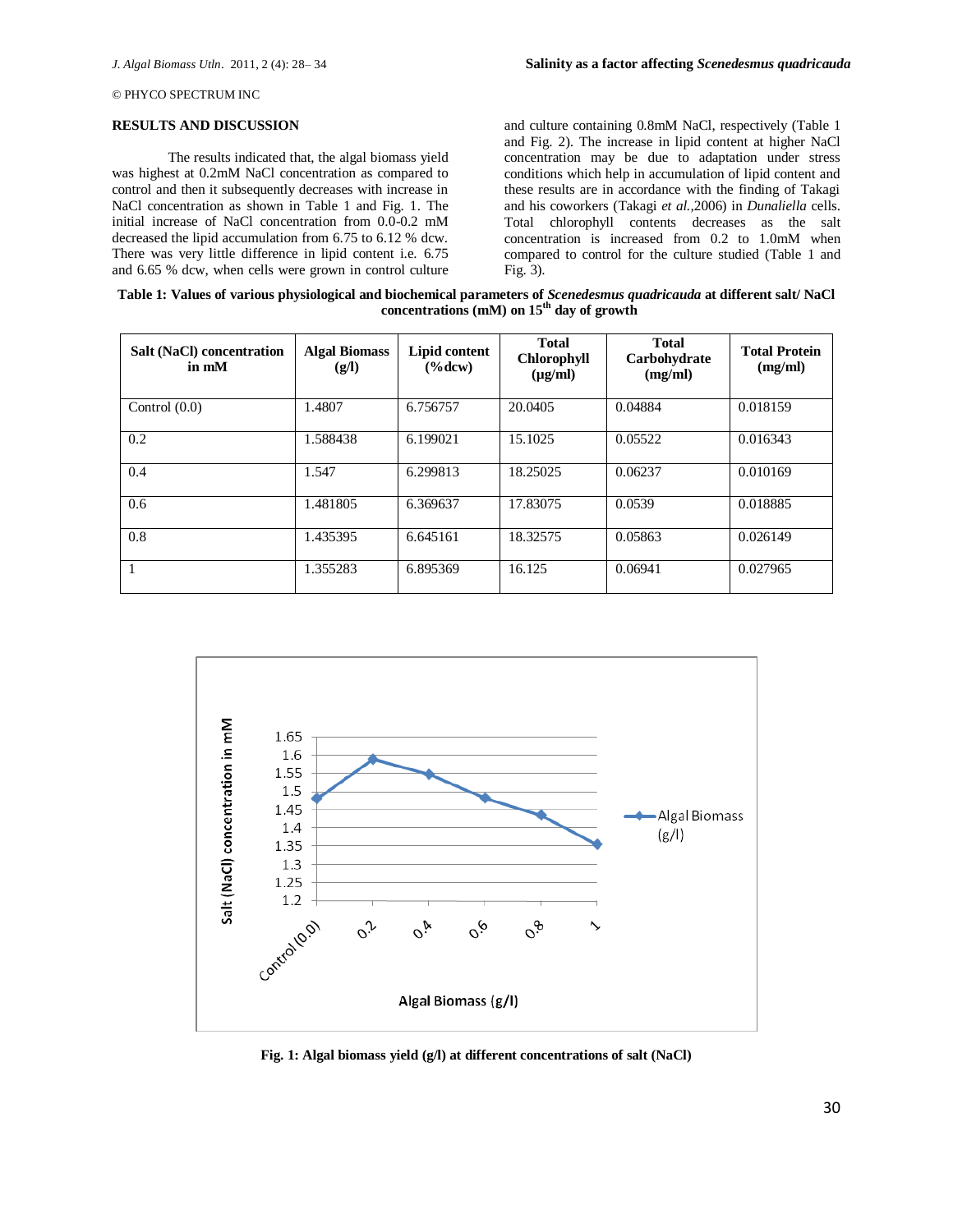## RESULTS AND DISCUSSION

The results indicated that, the algal biomass yield was highest at 0.2mM NaCl concentration as compared to control and then it subsequently decreases with increase in NaCl concentration as shown in Table 1 and Fig. 1. The initial increase of NaCl concentration from 0.0-0.2 mM decreased the lipid accumulation from 6.75 to 6.12 % dcw. There was very little difference in lipid content i.e. 6.75 and 6.65 % dcw, when cells were grown in control culture and culture containing 0.8mM NaCl, respectively (Table 1 and Fig. 2). The increase in lipid content at higher NaCl concentration may be due to adaptation under stress conditions which help in accumulation of lipid content and these results are in accordance with the finding of Takagi and his coworkers (Takagi *et al.*,2006) in *Dunaliella* cells. Total chlorophyll contents decreases as the salt concentration is increased from 0.2 to 1.0mM when compared to control for the culture studied (Table 1 and Fig. 3).

**Table 1: Values of various physiological and biochemical parameters of *Scenedesmus quadricauda* at different salt/ NaCl concentrations (mM) on 15th day of growth**

| Salt (NaCl) concentration in mM | Algal Biomass (g/l) | Lipid content (%dcw) | Total Chlorophyll (μg/ml) | Total Carbohydrate (mg/ml) | Total Protein (mg/ml) |
|---|---|---|---|---|---|
| Control (0.0) | 1.4807 | 6.756757 | 20.0405 | 0.04884 | 0.018159 |
| 0.2 | 1.588438 | 6.199021 | 15.1025 | 0.05522 | 0.016343 |
| 0.4 | 1.547 | 6.299813 | 18.25025 | 0.06237 | 0.010169 |
| 0.6 | 1.481805 | 6.369637 | 17.83075 | 0.0539 | 0.018885 |
| 0.8 | 1.435395 | 6.645161 | 18.32575 | 0.05863 | 0.026149 |
| 1 | 1.355283 | 6.895369 | 16.125 | 0.06941 | 0.027965 |

**Fig. 1: Algal biomass yield (g/l) at different concentrations of salt (NaCl)**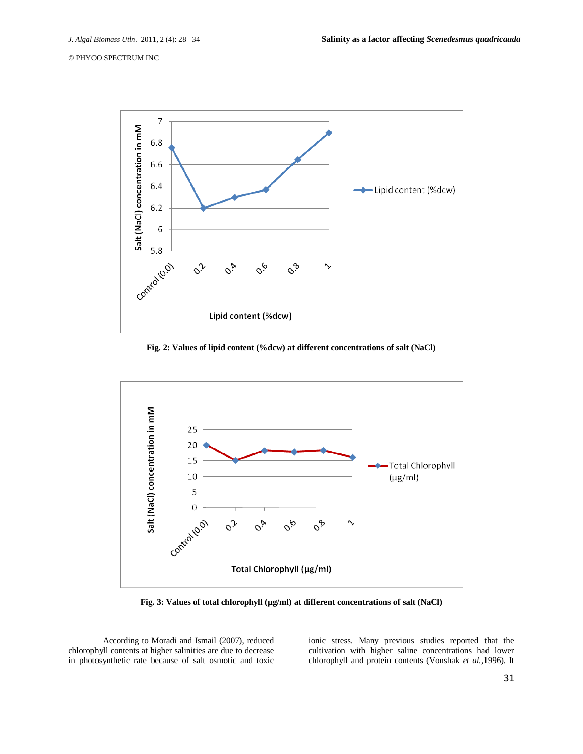Fig. 2: Values of lipid content (%dcw) at different concentrations of salt (NaCl)

Fig. 3: Values of total chlorophyll (µg/ml) at different concentrations of salt (NaCl)

According to Moradi and Ismail (2007), reduced chlorophyll contents at higher salinities are due to decrease in photosynthetic rate because of salt osmotic and toxic ionic stress. Many previous studies reported that the cultivation with higher saline concentrations had lower chlorophyll and protein contents (Vonshak *et al.*,1996). It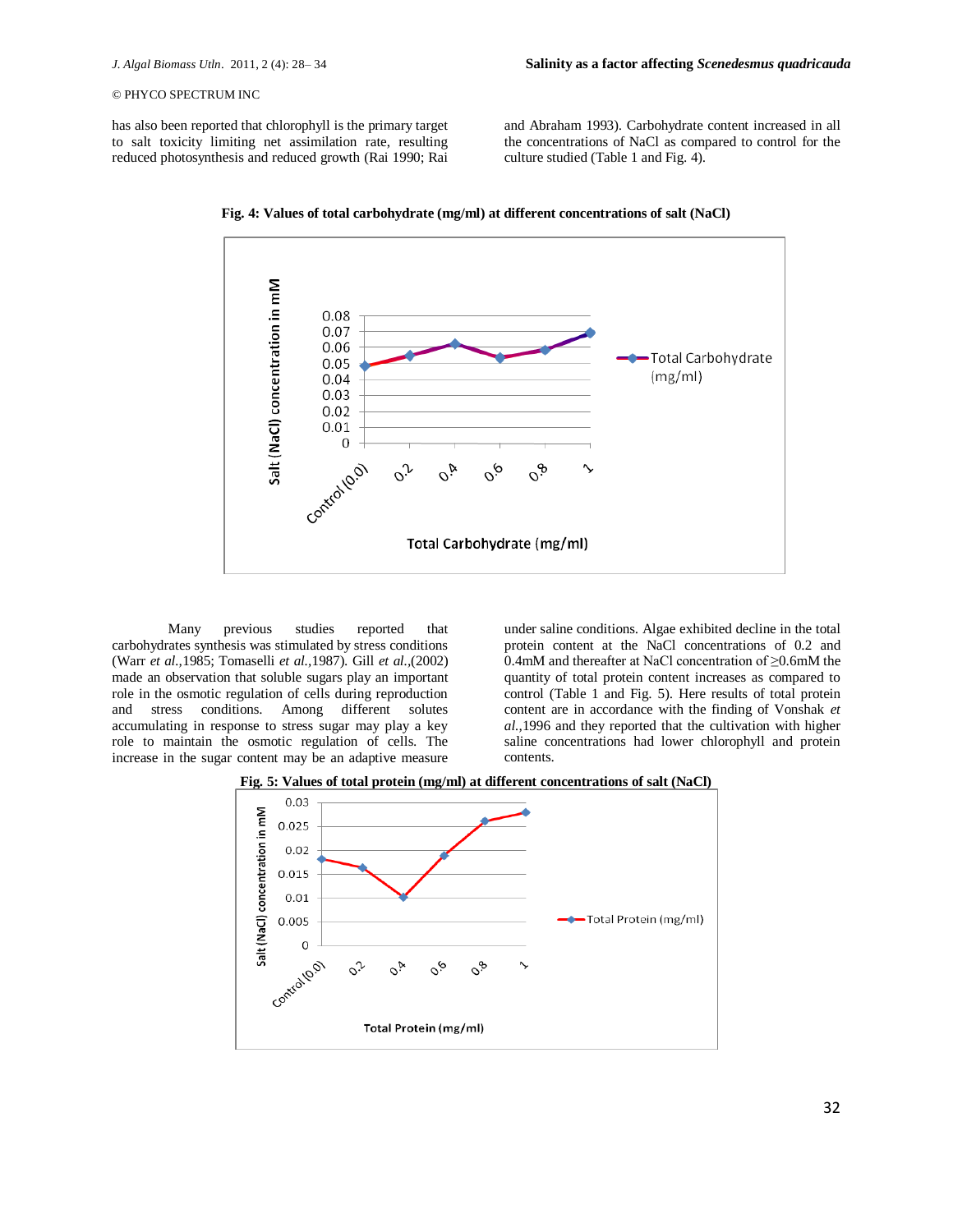has also been reported that chlorophyll is the primary target to salt toxicity limiting net assimilation rate, resulting reduced photosynthesis and reduced growth (Rai 1990; Rai and Abraham 1993). Carbohydrate content increased in all the concentrations of NaCl as compared to control for the culture studied (Table 1 and Fig. 4).

**Fig. 4: Values of total carbohydrate (mg/ml) at different concentrations of salt (NaCl)**

Many previous studies reported that carbohydrates synthesis was stimulated by stress conditions (Warr *et al.*,1985; Tomaselli *et al.*,1987). Gill *et al.*,(2002) made an observation that soluble sugars play an important role in the osmotic regulation of cells during reproduction and stress conditions. Among different solutes accumulating in response to stress sugar may play a key role to maintain the osmotic regulation of cells. The increase in the sugar content may be an adaptive measure under saline conditions. Algae exhibited decline in the total protein content at the NaCl concentrations of 0.2 and 0.4mM and thereafter at NaCl concentration of ≥0.6mM the quantity of total protein content increases as compared to control (Table 1 and Fig. 5). Here results of total protein content are in accordance with the finding of Vonshak *et al.*,1996 and they reported that the cultivation with higher saline concentrations had lower chlorophyll and protein contents.

**Fig. 5: Values of total protein (mg/ml) at different concentrations of salt (NaCl)**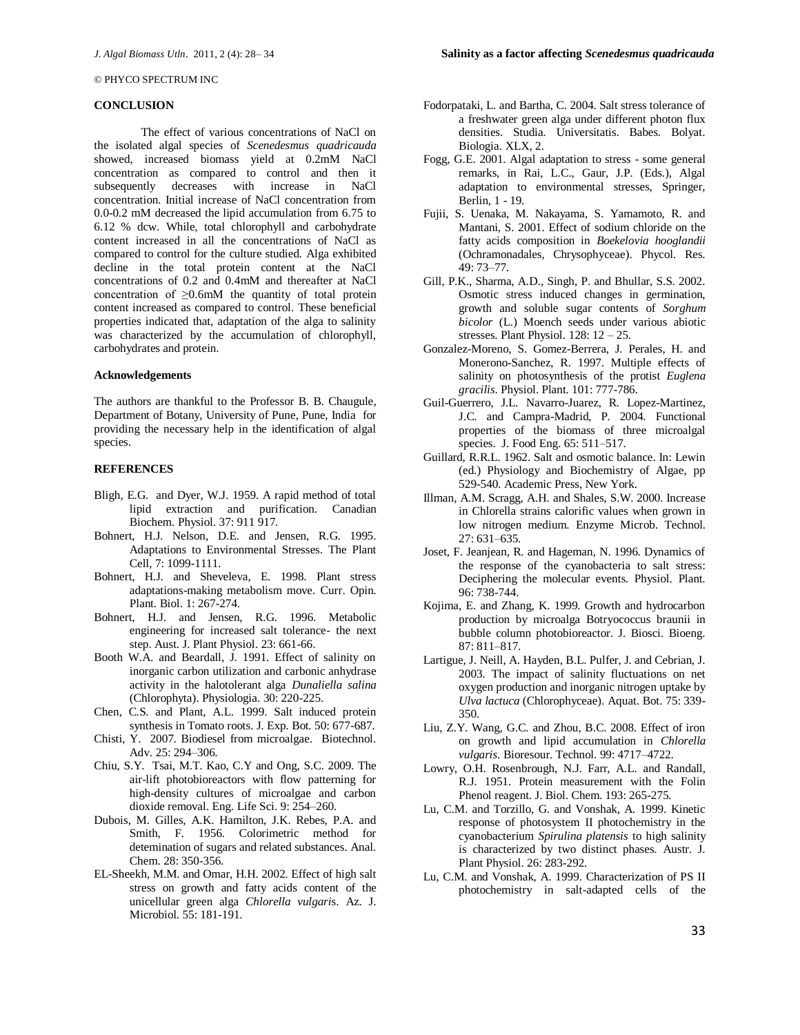© PHYCO SPECTRUM INC

## CONCLUSION

The effect of various concentrations of NaCl on the isolated algal species of *Scenedesmus quadricauda* showed, increased biomass yield at 0.2mM NaCl concentration as compared to control and then it subsequently decreases with increase in NaCl concentration. Initial increase of NaCl concentration from 0.0-0.2 mM decreased the lipid accumulation from 6.75 to 6.12 % dcw. While, total chlorophyll and carbohydrate content increased in all the concentrations of NaCl as compared to control for the culture studied. Alga exhibited decline in the total protein content at the NaCl concentrations of 0.2 and 0.4mM and thereafter at NaCl concentration of ≥0.6mM the quantity of total protein content increased as compared to control. These beneficial properties indicated that, adaptation of the alga to salinity was characterized by the accumulation of chlorophyll, carbohydrates and protein.

## Acknowledgements

The authors are thankful to the Professor B. B. Chaugule, Department of Botany, University of Pune, Pune, India for providing the necessary help in the identification of algal species.

## REFERENCES

Bligh, E.G. and Dyer, W.J. 1959. A rapid method of total lipid extraction and purification. Canadian Biochem. Physiol. 37: 911 917.

Bohnert, H.J. Nelson, D.E. and Jensen, R.G. 1995. Adaptations to Environmental Stresses. The Plant Cell, 7: 1099-1111.

Bohnert, H.J. and Sheveleva, E. 1998. Plant stress adaptations-making metabolism move. Curr. Opin. Plant. Biol. 1: 267-274.

Bohnert, H.J. and Jensen, R.G. 1996. Metabolic engineering for increased salt tolerance- the next step. Aust. J. Plant Physiol. 23: 661-66.

Booth W.A. and Beardall, J. 1991. Effect of salinity on inorganic carbon utilization and carbonic anhydrase activity in the halotolerant alga *Dunaliella salina* (Chlorophyta). Physiologia. 30: 220-225.

Chen, C.S. and Plant, A.L. 1999. Salt induced protein synthesis in Tomato roots. J. Exp. Bot. 50: 677-687.

Chisti, Y. 2007. Biodiesel from microalgae. Biotechnol. Adv. 25: 294–306.

Chiu, S.Y. Tsai, M.T. Kao, C.Y and Ong, S.C. 2009. The air-lift photobioreactors with flow patterning for high-density cultures of microalgae and carbon dioxide removal. Eng. Life Sci. 9: 254–260.

Dubois, M. Gilles, A.K. Hamilton, J.K. Rebes, P.A. and Smith, F. 1956. Colorimetric method for detemination of sugars and related substances. Anal. Chem. 28: 350-356.

EL-Sheekh, M.M. and Omar, H.H. 2002. Effect of high salt stress on growth and fatty acids content of the unicellular green alga *Chlorella vulgari*s. Az. J. Microbiol. 55: 181-191.

Fodorpataki, L. and Bartha, C. 2004. Salt stress tolerance of a freshwater green alga under different photon flux densities. Studia. Universitatis. Babes. Bolyat. Biologia. XLX, 2.

Fogg, G.E. 2001. Algal adaptation to stress - some general remarks, in Rai, L.C., Gaur, J.P. (Eds.), Algal adaptation to environmental stresses, Springer, Berlin, 1 - 19.

Fujii, S. Uenaka, M. Nakayama, S. Yamamoto, R. and Mantani, S. 2001. Effect of sodium chloride on the fatty acids composition in *Boekelovia hooglandii* (Ochramonadales, Chrysophyceae). Phycol. Res. 49: 73–77.

Gill, P.K., Sharma, A.D., Singh, P. and Bhullar, S.S. 2002. Osmotic stress induced changes in germination, growth and soluble sugar contents of *Sorghum bicolor* (L.) Moench seeds under various abiotic stresses. Plant Physiol. 128: 12 – 25.

Gonzalez-Moreno, S. Gomez-Berrera, J. Perales, H. and Monerono-Sanchez, R. 1997. Multiple effects of salinity on photosynthesis of the protist *Euglena gracilis*. Physiol. Plant. 101: 777-786.

Guil-Guerrero, J.L. Navarro-Juarez, R. Lopez-Martinez, J.C. and Campra-Madrid, P. 2004. Functional properties of the biomass of three microalgal species. J. Food Eng. 65: 511–517.

Guillard, R.R.L. 1962. Salt and osmotic balance. In: Lewin (ed.) Physiology and Biochemistry of Algae, pp 529-540. Academic Press, New York.

Illman, A.M. Scragg, A.H. and Shales, S.W. 2000. Increase in Chlorella strains calorific values when grown in low nitrogen medium. Enzyme Microb. Technol. 27: 631–635.

Joset, F. Jeanjean, R. and Hageman, N. 1996. Dynamics of the response of the cyanobacteria to salt stress: Deciphering the molecular events. Physiol. Plant. 96: 738-744.

Kojima, E. and Zhang, K. 1999. Growth and hydrocarbon production by microalga Botryococcus braunii in bubble column photobioreactor. J. Biosci. Bioeng. 87: 811–817.

Lartigue, J. Neill, A. Hayden, B.L. Pulfer, J. and Cebrian, J. 2003. The impact of salinity fluctuations on net oxygen production and inorganic nitrogen uptake by *Ulva lactuca* (Chlorophyceae). Aquat. Bot. 75: 339-350.

Liu, Z.Y. Wang, G.C. and Zhou, B.C. 2008. Effect of iron on growth and lipid accumulation in *Chlorella vulgaris*. Bioresour. Technol. 99: 4717–4722.

Lowry, O.H. Rosenbrough, N.J. Farr, A.L. and Randall, R.J. 1951. Protein measurement with the Folin Phenol reagent. J. Biol. Chem. 193: 265-275.

Lu, C.M. and Torzillo, G. and Vonshak, A. 1999. Kinetic response of photosystem II photochemistry in the cyanobacterium *Spirulina platensis* to high salinity is characterized by two distinct phases. Austr. J. Plant Physiol. 26: 283-292.

Lu, C.M. and Vonshak, A. 1999. Characterization of PS II photochemistry in salt-adapted cells of the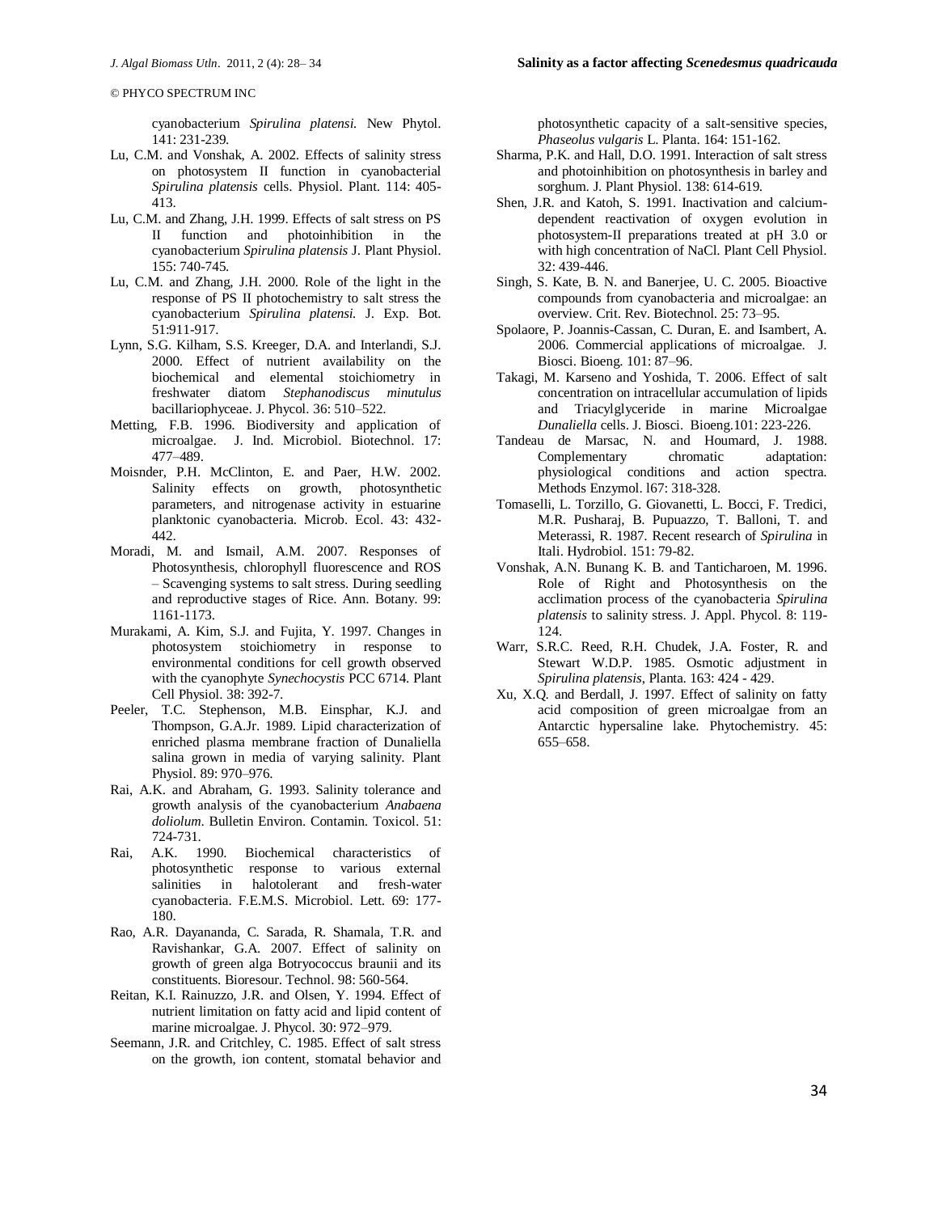cyanobacterium *Spirulina platensi.* New Phytol. 141: 231-239.

Lu, C.M. and Vonshak, A. 2002. Effects of salinity stress on photosystem II function in cyanobacterial *Spirulina platensis* cells. Physiol. Plant. 114: 405-413.

Lu, C.M. and Zhang, J.H. 1999. Effects of salt stress on PS II function and photoinhibition in the cyanobacterium *Spirulina platensis* J. Plant Physiol. 155: 740-745.

Lu, C.M. and Zhang, J.H. 2000. Role of the light in the response of PS II photochemistry to salt stress the cyanobacterium *Spirulina platensi.* J. Exp. Bot. 51:911-917.

Lynn, S.G. Kilham, S.S. Kreeger, D.A. and Interlandi, S.J. 2000. Effect of nutrient availability on the biochemical and elemental stoichiometry in freshwater diatom *Stephanodiscus minutulus* bacillariophyceae. J. Phycol. 36: 510–522.

Metting, F.B. 1996. Biodiversity and application of microalgae. J. Ind. Microbiol. Biotechnol. 17: 477–489.

Moisnder, P.H. McClinton, E. and Paer, H.W. 2002. Salinity effects on growth, photosynthetic parameters, and nitrogenase activity in estuarine planktonic cyanobacteria. Microb. Ecol. 43: 432-442.

Moradi, M. and Ismail, A.M. 2007. Responses of Photosynthesis, chlorophyll fluorescence and ROS – Scavenging systems to salt stress. During seedling and reproductive stages of Rice. Ann. Botany. 99: 1161-1173.

Murakami, A. Kim, S.J. and Fujita, Y. 1997. Changes in photosystem stoichiometry in response to environmental conditions for cell growth observed with the cyanophyte *Synechocystis* PCC 6714. Plant Cell Physiol. 38: 392-7.

Peeler, T.C. Stephenson, M.B. Einsphar, K.J. and Thompson, G.A.Jr. 1989. Lipid characterization of enriched plasma membrane fraction of Dunaliella salina grown in media of varying salinity. Plant Physiol. 89: 970–976.

Rai, A.K. and Abraham, G. 1993. Salinity tolerance and growth analysis of the cyanobacterium *Anabaena doliolum*. Bulletin Environ. Contamin. Toxicol. 51: 724-731.

Rai, A.K. 1990. Biochemical characteristics of photosynthetic response to various external salinities in halotolerant and fresh-water cyanobacteria. F.E.M.S. Microbiol. Lett. 69: 177-180.

Rao, A.R. Dayananda, C. Sarada, R. Shamala, T.R. and Ravishankar, G.A. 2007. Effect of salinity on growth of green alga Botryococcus braunii and its constituents. Bioresour. Technol. 98: 560-564.

Reitan, K.I. Rainuzzo, J.R. and Olsen, Y. 1994. Effect of nutrient limitation on fatty acid and lipid content of marine microalgae. J. Phycol. 30: 972–979.

Seemann, J.R. and Critchley, C. 1985. Effect of salt stress on the growth, ion content, stomatal behavior and photosynthetic capacity of a salt-sensitive species, *Phaseolus vulgaris* L. Planta. 164: 151-162.

Sharma, P.K. and Hall, D.O. 1991. Interaction of salt stress and photoinhibition on photosynthesis in barley and sorghum. J. Plant Physiol. 138: 614-619.

Shen, J.R. and Katoh, S. 1991. Inactivation and calcium-dependent reactivation of oxygen evolution in photosystem-II preparations treated at pH 3.0 or with high concentration of NaCl. Plant Cell Physiol. 32: 439-446.

Singh, S. Kate, B. N. and Banerjee, U. C. 2005. Bioactive compounds from cyanobacteria and microalgae: an overview. Crit. Rev. Biotechnol. 25: 73–95.

Spolaore, P. Joannis-Cassan, C. Duran, E. and Isambert, A. 2006. Commercial applications of microalgae. J. Biosci. Bioeng. 101: 87–96.

Takagi, M. Karseno and Yoshida, T. 2006. Effect of salt concentration on intracellular accumulation of lipids and Triacylglyceride in marine Microalgae *Dunaliella* cells. J. Biosci. Bioeng.101: 223-226.

Tandeau de Marsac, N. and Houmard, J. 1988. Complementary chromatic adaptation: physiological conditions and action spectra. Methods Enzymol. l67: 318-328.

Tomaselli, L. Torzillo, G. Giovanetti, L. Bocci, F. Tredici, M.R. Pusharaj, B. Pupuazzo, T. Balloni, T. and Meterassi, R. 1987. Recent research of *Spirulina* in Itali. Hydrobiol. 151: 79-82.

Vonshak, A.N. Bunang K. B. and Tanticharoen, M. 1996. Role of Right and Photosynthesis on the acclimation process of the cyanobacteria *Spirulina platensis* to salinity stress. J. Appl. Phycol. 8: 119-124.

Warr, S.R.C. Reed, R.H. Chudek, J.A. Foster, R. and Stewart W.D.P. 1985. Osmotic adjustment in *Spirulina platensis*, Planta. 163: 424 - 429.

Xu, X.Q. and Berdall, J. 1997. Effect of salinity on fatty acid composition of green microalgae from an Antarctic hypersaline lake. Phytochemistry. 45: 655–658.